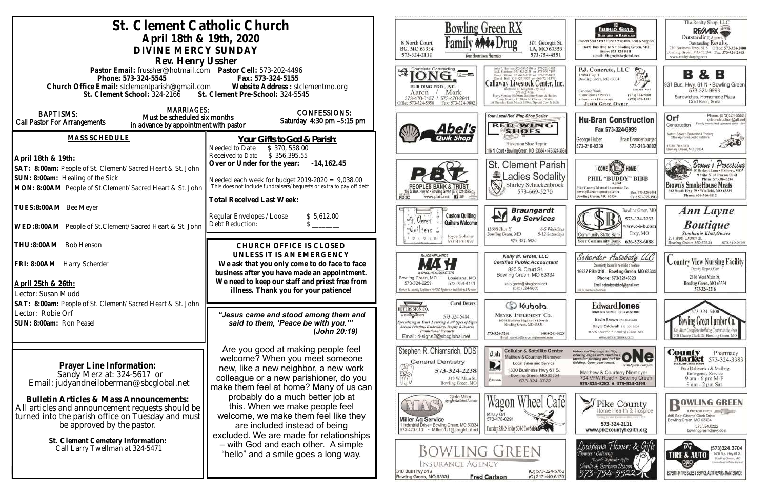# St. Clement Catholic Church

## April 18th & 19th, 2020

## DIVINE MERCY SUNDAY

### Rev. Henry Ussher

**Pastor Email:** frussher@hotmail.com **Pastor Cell:** 573-202-4496

**Phone:** 573-324-5545 **Fax:** 573-324-5155

**Church Office Email:** stclementparish@gmail.com **Website Address:** stclementmo.org

**St. Clement School:** 324-2166 **St. Clement Pre-School:** 324-5545

**BAPTISMS:** Call Pastor For Arrangements

**MARRIAGES:** Must be scheduled six months in advance by appointment with pastor

**CONFESSIONS:** Saturday 4:30 pm –5:15 pm

### MASS SCHEDULE

**April 18th & 19th:**

**SAT: 8:00am:** People of St. Clement/Sacred Heart & St. John

**SUN: 8:00am:** Healing of the Sick

**MON: 8:00AM** People of St.Clement/Sacred Heart & St. John

**TUES:8:00AM** Bee Meyer

**WED:8:00AM** People of St.Clement/Sacred Heart & St. John

**THU:8:00AM** Bob Henson

**FRI: 8:00AM** Harry Scherder

**April 25th & 26th:**

Lector: Susan Mudd

**SAT: 8:00am:** People of St. Clement/Sacred Heart & St. John

Lector: Robie Orf

**SUN: 8:00am:** Ron Peasel

### Your Gifts to God & Parish:

Needed to Date $ 370, 558.00

Received to Date $ 356,395.55

**Over or Under for the year: -14,162.45**

Needed each week for budget 2019-2020 = 9,038.00

This does not include fundraisers/bequests or extra to pay off debt

**Total Received Last Week:**

Regular Envelopes / Loose $ 5,612.00

Debt Reduction: $ ________

### CHURCH OFFICE IS CLOSED UNLESS IT IS AN EMERGENCY

**We ask that you only come to do face to face business after you have made an appointment. We need to keep our staff and priest free from illness. Thank you for your patience!**

***"Jesus came and stood among them and said to them, 'Peace be with you.'" (John 20:19)***

Are you good at making people feel welcome? When you meet someone new, like a new neighbor, a new work colleague or a new parishioner, do you make them feel at home? Many of us can probably do a much better job at this. When we make people feel welcome, we make them feel like they are included instead of being excluded. We are made for relationships – with God and each other. A simple "hello" and a smile goes a long way.

**Prayer Line Information:**

Sandy Merz at: 324-5617 or

Email: judyandneiloberman@sbcglobal.net

**Bulletin Articles & Mass Announcements:**

All articles and announcement requests should be turned into the parish office on Tuesday and must be approved by the pastor.

**St. Clement Cemetery Information:**

Call Larry Twellman at 324-5471

---

Bowling Green RX Family Drug — Your Hometown Pharmacy — 8 North Court, BG, MO 63334, 573-324-2112 — 301 Georgia St., LA, MO 63353, 573-754-4551

Feeders Grain — Backyard to Barnyard — Pioneer Seed • Pet • Horse • Wild Bird Feed & Supplies — 16491 Bus Hwy 61N • Bowling Green, MO — Store: 573-324-5411 — e-mail: fdsgrn@sbcglobal.net

The Realty Shop, LLC — RE/MAX — Outstanding Agents. Outstanding Results. — 730 Business Hwy 61 S, Bowling Green, MO 63334 — Office: 573-324-2800 — Fax: 573-324-2863 — www.realtyshopbg.com

Complete Contracting — JONG — Building Pro., Inc. — Aaron / Mark — 573-470-0157 / 573-470-2911 — Office: 573-324-5958 — Fax: 573-324-9802

Callaway Livestock Center, Inc.

P.J. Concrete, LLC — 15084 Hwy. J, Bowling Green, MO 63334 — Concrete Work, Foundations • Patio's, Sidewalks • Driveways — (573) 324-5660 — (573) 470-1511 — Justin Grote, Owner

B & B — 931 Bus. Hwy. 61 N • Bowling Green — 573-324-9993 — Sandwiches, Homemade Pizza, Cold Beer, Soda

Abel's Quik Shop

Your Local Red Wing Shoe Dealer — Red Wing Shoes — Hickerson Shoe Repair — 116 N. Court • Bowling Green, MO 63334 • 573-324-3688

Hu-Bran Construction — Fax 573-324-6999 — George Huber 573-216-0339 — Brian Brandenburger 573-213-0802

Orf Construction — Phone: (573)324-3552 — orfconstruction@att.net — Family owned and operated since 1964 — Water • Sewer • Excavation & Trucking — State Approved Septic Installers — 15181 Pike 313, Bowling Green, MO 63334

Peoples Bank & Trust — 196 S. Bus. Hwy 61 • Bowling Green (573) 324-2525 — www.pbtc.net — FDIC

St. Clement Parish Ladies Sodality — Shirley Schuckenbrock — 573-669-5270

Come Home — Phil "Buddy" Bibb — Agent — Pike County Mutual Insurance Co. — www.pikecountymutual.com — Bowling Green, MO 63334 — Bus: 573-324-5301 — Cell: 573-795-3593

Brown's Processing — Brown's SmokeHouse Meats — Phone: 573-566-6112

St. Clement Quilters — Custom Quilting — Quilters Welcome — Joyce Gollaher — 573-470-1997

Braungardt Ag Services — 13688 Hwy Y, Bowling Green, MO — 8-5 Weekdays, 8-12 Saturdays — 573-324-6820

Community State Bank — Bowling Green, MO 573-324-2233 — www.c-s-b.com — Troy, MO 636-528-6688 — Your Community Bank

Ann Layne Boutique — Stephanie Klott, Owner — 201 West Church St., Bowling Green, MO 63334 — 573-719-9108

Major Appliance — MASH — Service Headquarters — Bowling Green, MO 573-324-2259 — Louisiana, MO 573-754-4141 — Kitchen & Laundry Appliance • HVAC Systems • Installation & Service

Kelly M. Grote, LLC — Certified Public Accountant — 820 S. Court St., Bowling Green, MO 63334 — kellygrote@sbcglobal.net — (573) 324-9885

Scherder Autobody LLC — Conveniently located in the middle of nowhere — 16637 Pike 318 Bowling Green, MO 63334 — Phone: 573-324-6023 — Email: scherderautobody@gmail.com

Country View Nursing Facility — Dignity, Respect, Care — 2106 West Main St., Bowling Green, MO 63334 — 573-324-2216

Deters Sign Co. — Carol Deters — 573-324-5484 — Specializing in Truck Lettering & All types of Signs — Screen Printing, Embroidery, Trophy & Awards — Promotional Products — Email: d-signs2@sbcglobal.net

Kubota — Meyer Implement Co. — 16398 Business Highway 61 North, Bowling Green, MO 63334 — 573-324-5261 — 1-800-246-0623 — Email: service@meyerimplement.com

Edward Jones — Making Sense of Investing — Kevin Brown 573-324-6604 — Kayla Caldwell 573-324-6604 — 822 S Court St • Bowling Green, MO — www.edwardjones.com

Bowling Green Lumber Co. — 573-324-5400 — The Most Complete Building Center in the Area — 700 Champ Clark Dr. Bowling Green, MO

Stephen R. Chismarich, DDS — General Dentistry — 573-324-2238 — 310 W. Main St., Bowling Green, MO

Cellular & Satellite Center — Matthew & Courtney Niemeyer — Local Sales and Service — 1300 Business Hwy 61 S, Bowling Green, MO 63334 — 573-324-3722

ONE Multi-Sports Complex — Indoor batting cage facility, offering cages with machines, lanes for pitching and turf for fielding. Open year round. — Matthew & Courtney Niemeyer — 704 VFW Road • Bowling Green — 573-324-8282 • 573-324-2193

County Market Pharmacy — 573-324-3383 — Free Deliveries & Mailing — Emergency Service — 9 am - 6 pm M-F — 9 am - 2 pm Sat

MAS — Miller Ag Service — Clete Miller, Syngenta Seed Advisor — 1 Industrial Drive • Bowling Green, MO 63334 — 573-470-0101 • Miller0121@sbcglobal.net

Wagon Wheel Café — Missy Orf — 573-470-0291

Pike County Home Health & Hospice — 573-324-2111 — www.pikecountyhealth.org

Bowling Green Chevrolet — 805 East Champ Clark Drive, Bowling Green, MO 63334 — 573.324.0222 — bowlinggreenchevy.com

Bowling Green Insurance Agency — 310 Bus Hwy 61S, Bowling Green, MO 63334 — Fred Carlson — (O) 573-324-5762 — (C) 217-440-6170

Louisiana Flowers & Gifts — Flowers • Catering • Tuxedo Rentals • Gifts — Charlie & Barbara Deacon — 573-754-5522

BG Tire & Auto — (573)324 3704 — 1400 Bus. Hwy 61 S., Bowling Green, MO — Experts in Tire Sales & Service, Auto Repair & Maintenance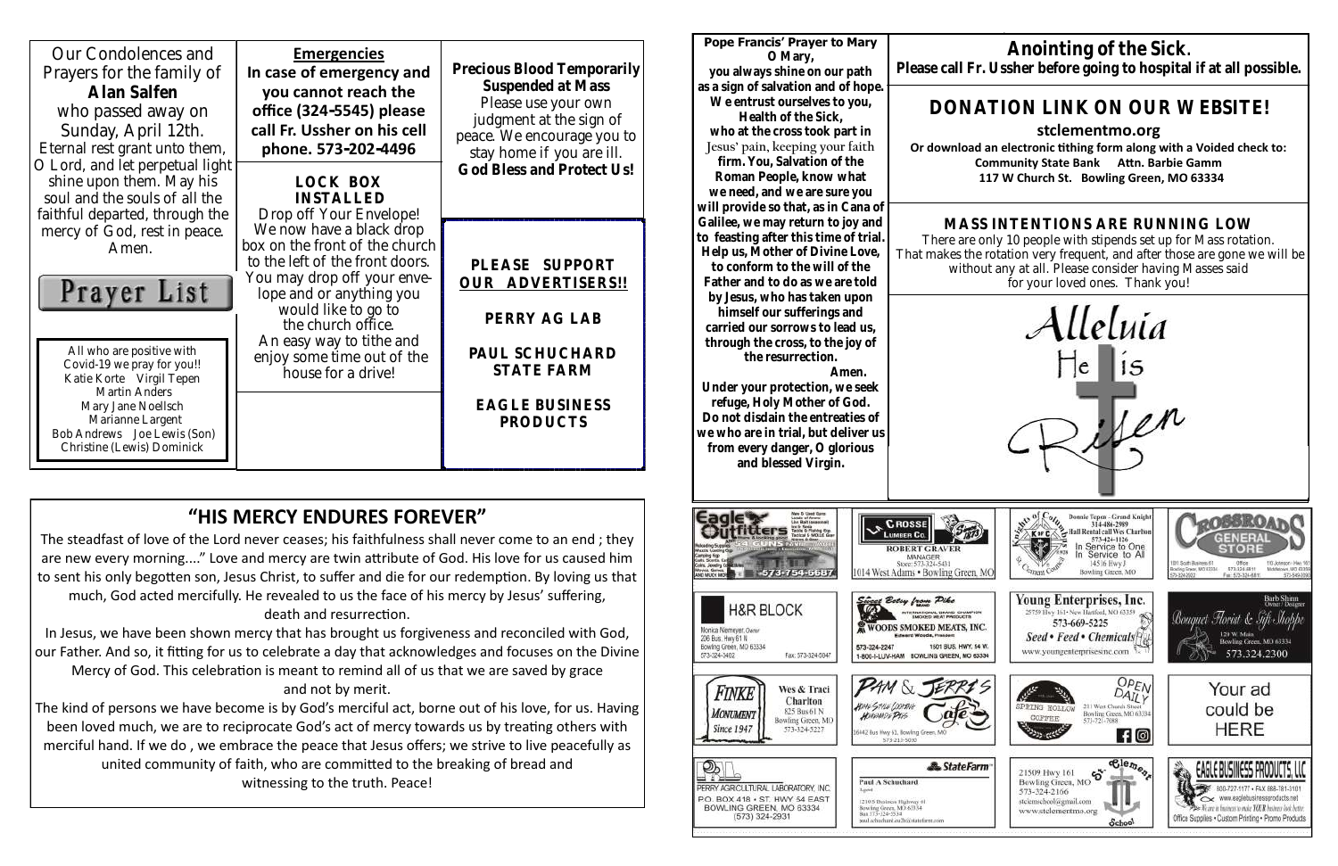Our Condolences and Prayers for the family of **Alan Salfen** who passed away on Sunday, April 12th. Eternal rest grant unto them, O Lord, and let perpetual light shine upon them. May his soul and the souls of all the faithful departed, through the mercy of God, rest in peace. Amen.

## Prayer List

All who are positive with Covid-19 we pray for you!!
Katie Korte Virgil Tepen
Martin Anders
Mary Jane Noellsch
Marianne Largent
Bob Andrews Joe Lewis (Son)
Christine (Lewis) Dominick

## Emergencies

**In case of emergency and you cannot reach the office (324-5545) please call Fr. Ussher on his cell phone. 573-202-4496**

## LOCK BOX INSTALLED

Drop off Your Envelope! We now have a black drop box on the front of the church to the left of the front doors. You may drop off your envelope and or anything you would like to go to the church office. An easy way to tithe and enjoy some time out of the house for a drive!

**Precious Blood Temporarily Suspended at Mass**
Please use your own judgment at the sign of peace. We encourage you to stay home if you are ill.
**God Bless and Protect Us!**

**PLEASE SUPPORT OUR ADVERTISERS!!**

**PERRY AG LAB**

**PAUL SCHUCHARD STATE FARM**

**EAGLE BUSINESS PRODUCTS**

## "HIS MERCY ENDURES FOREVER"

The steadfast of love of the Lord never ceases; his faithfulness shall never come to an end ; they are new every morning...." Love and mercy are twin attribute of God. His love for us caused him to sent his only begotten son, Jesus Christ, to suffer and die for our redemption. By loving us that much, God acted mercifully. He revealed to us the face of his mercy by Jesus' suffering, death and resurrection.

In Jesus, we have been shown mercy that has brought us forgiveness and reconciled with God, our Father. And so, it fitting for us to celebrate a day that acknowledges and focuses on the Divine Mercy of God. This celebration is meant to remind all of us that we are saved by grace and not by merit.

The kind of persons we have become is by God's merciful act, borne out of his love, for us. Having been loved much, we are to reciprocate God's act of mercy towards us by treating others with merciful hand. If we do , we embrace the peace that Jesus offers; we strive to live peacefully as united community of faith, who are committed to the breaking of bread and witnessing to the truth. Peace!

**Pope Francis' Prayer to Mary**
**O Mary, you always shine on our path as a sign of salvation and of hope. We entrust ourselves to you, Health of the Sick, who at the cross took part in** Jesus' pain, keeping your faith **firm. You, Salvation of the Roman People, know what we need, and we are sure you will provide so that, as in Cana of Galilee, we may return to joy and to feasting after this time of trial. Help us, Mother of Divine Love, to conform to the will of the Father and to do as we are told by Jesus, who has taken upon himself our sufferings and carried our sorrows to lead us, through the cross, to the joy of the resurrection. Amen.**
**Under your protection, we seek refuge, Holy Mother of God. Do not disdain the entreaties of we who are in trial, but deliver us from every danger, O glorious and blessed Virgin.**

## Anointing of the Sick.

**Please call Fr. Ussher before going to hospital if at all possible.**

## DONATION LINK ON OUR WEBSITE!

**stclementmo.org**
**Or download an electronic tithing form along with a Voided check to:**
**Community State Bank Attn. Barbie Gamm**
**117 W Church St. Bowling Green, MO 63334**

## MASS INTENTIONS ARE RUNNING LOW

There are only 10 people with stipends set up for Mass rotation. That makes the rotation very frequent, and after those are gone we will be without any at all. Please consider having Masses said for your loved ones. Thank you!

Alleluia He is Risen

Eagle Outfitters — 573-754-6687

Crosse Lumber Co. — Robert Graver, Manager — Store: 573-324-5431 — 1014 West Adams • Bowling Green, MO

Knights of Columbus St. Clement Council 6928 — Donnie Tepen - Grand Knight 314-486-2989 — Hall Rental call Wes Charlton 573-424-1126 — In Service to One, In Service to All — 14516 Hwy J, Bowling Green, MO

Crossroads General Store — 1011 South Business 61, Bowling Green, MO 63334 — 573-324-2022 — Office 573-324-6811 — Fax: 573-324-6810

H&R Block — Monica Niemeyer, Owner — 206 Bus. Hwy 61 N, Bowling Green, MO 63334 — 573-324-3402 — Fax: 573-324-5047

Sweet Betsy from Pike — Woods Smoked Meats, Inc. — 573-324-2247 — 1501 Bus. Hwy. 54 W. — 1-800-I-LUV-HAM — Bowling Green, MO 63334

Young Enterprises, Inc. — 25759 Hwy 161 • New Hartford, MO 63359 — 573-669-5225 — Seed • Feed • Chemicals — www.youngenterprisesinc.com

Bouquet Florist & Gift Shoppe — Barb Shinn, Owner/Designer — 120 W. Main, Bowling Green, MO 63334 — 573.324.2300

Finke Monument Since 1947 — Wes & Traci Charlton — 825 Bus 61 N, Bowling Green, MO — 573-324-5227

Pam & Jerri's Cafe — 16442 Bus Hwy 61, Bowling Green, MO — 573-213-5030

Spring Hollow Coffee — Open Daily — 211 West Church Street, Bowling Green, MO 63334 — 573-721-7088

Your ad could be HERE

Perry Agricultural Laboratory, Inc. — P.O. Box 418 • St. Hwy 54 East — Bowling Green, MO 63334 — (573) 324-2931

State Farm — Paul A Schuchard, Agent — 1210 S Business Highway 61, Bowling Green, MO 63334

St. Clement School — 21509 Hwy 161, Bowling Green, MO — 573-324-2166 — stclemschool@gmail.com — www.stclementmo.org

Eagle Business Products, LLC — 800-727-1177 • Fax 888-181-3101 — www.eaglebusinessproducts.net — Office Supplies • Custom Printing • Promo Products